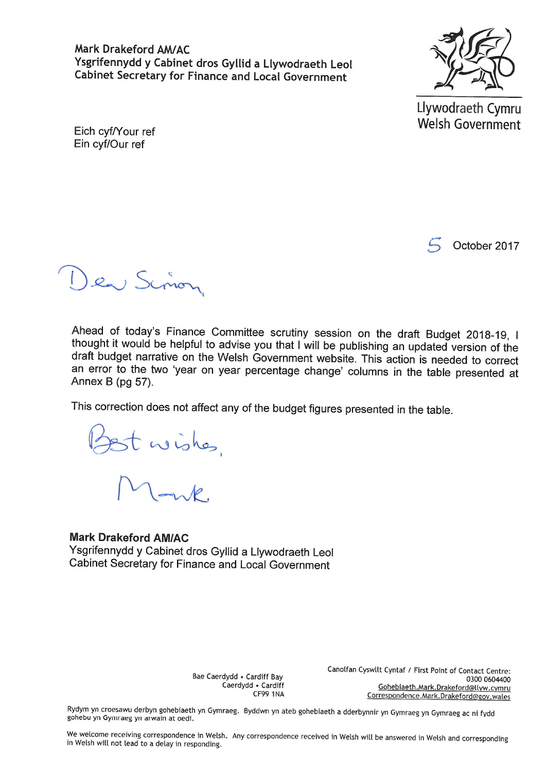Mark Drakeford AM/AC
Ysgrifennydd y Cabinet dros Gyllid a Llywodraeth Leol
Cabinet Secretary for Finance and Local Government

Llywodraeth Cymru
Welsh Government

Eich cyf/Your ref
Ein cyf/Our ref

5 October 2017

Dear Simon,

Ahead of today's Finance Committee scrutiny session on the draft Budget 2018-19, I thought it would be helpful to advise you that I will be publishing an updated version of the draft budget narrative on the Welsh Government website. This action is needed to correct an error to the two 'year on year percentage change' columns in the table presented at Annex B (pg 57).

This correction does not affect any of the budget figures presented in the table.

Best wishes,

Mark

**Mark Drakeford AM/AC**
Ysgrifennydd y Cabinet dros Gyllid a Llywodraeth Leol
Cabinet Secretary for Finance and Local Government

Bae Caerdydd • Cardiff Bay
Caerdydd • Cardiff
CF99 1NA

Canolfan Cyswllt Cyntaf / First Point of Contact Centre:
0300 0604400
Gohebiaeth.Mark.Drakeford@llyw.cymru
Correspondence.Mark.Drakeford@gov.wales

Rydym yn croesawu derbyn gohebiaeth yn Gymraeg. Byddwn yn ateb gohebiaeth a dderbynnir yn Gymraeg yn Gymraeg ac ni fydd gohebu yn Gymraeg yn arwain at oedi.

We welcome receiving correspondence in Welsh. Any correspondence received in Welsh will be answered in Welsh and corresponding in Welsh will not lead to a delay in responding.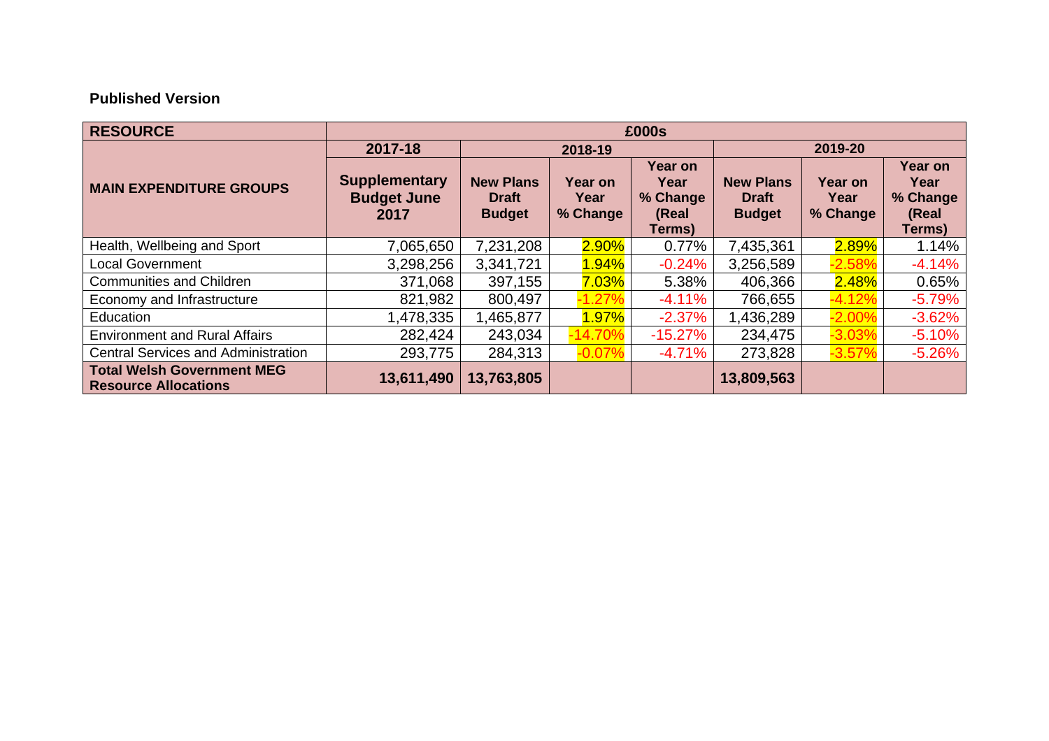**Published Version**

| RESOURCE | £000s | | | | | | |
|---|---|---|---|---|---|---|---|
| | 2017-18 | 2018-19 | | | 2019-20 | | |
| MAIN EXPENDITURE GROUPS | Supplementary Budget June 2017 | New Plans Draft Budget | Year on Year % Change | Year on Year % Change (Real Terms) | New Plans Draft Budget | Year on Year % Change | Year on Year % Change (Real Terms) |
| Health, Wellbeing and Sport | 7,065,650 | 7,231,208 | 2.90% | 0.77% | 7,435,361 | 2.89% | 1.14% |
| Local Government | 3,298,256 | 3,341,721 | 1.94% | -0.24% | 3,256,589 | -2.58% | -4.14% |
| Communities and Children | 371,068 | 397,155 | 7.03% | 5.38% | 406,366 | 2.48% | 0.65% |
| Economy and Infrastructure | 821,982 | 800,497 | -1.27% | -4.11% | 766,655 | -4.12% | -5.79% |
| Education | 1,478,335 | 1,465,877 | 1.97% | -2.37% | 1,436,289 | -2.00% | -3.62% |
| Environment and Rural Affairs | 282,424 | 243,034 | -14.70% | -15.27% | 234,475 | -3.03% | -5.10% |
| Central Services and Administration | 293,775 | 284,313 | -0.07% | -4.71% | 273,828 | -3.57% | -5.26% |
| **Total Welsh Government MEG Resource Allocations** | **13,611,490** | **13,763,805** | | | **13,809,563** | | |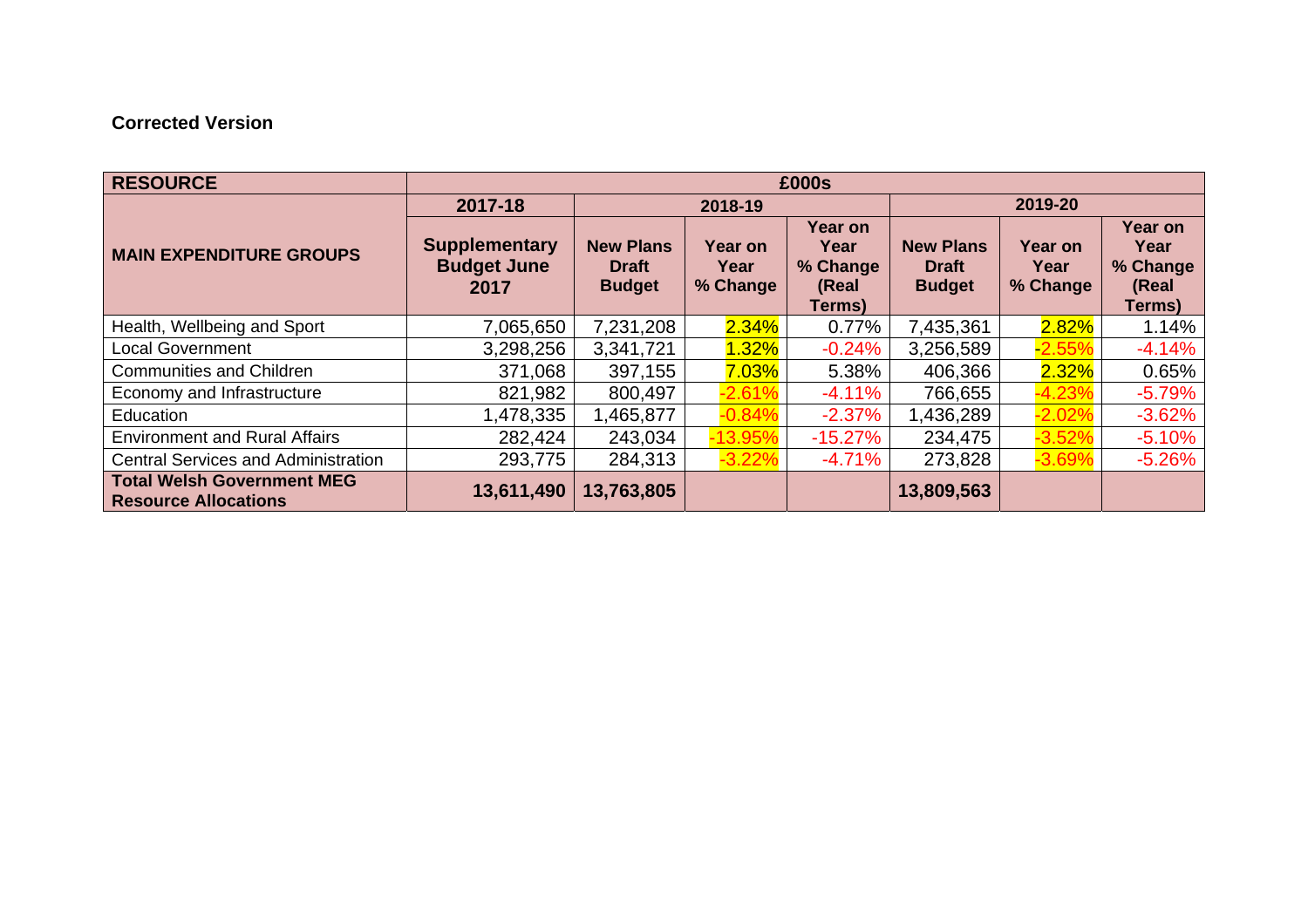**Corrected Version**

| RESOURCE | £000s | | | | | | |
|---|---|---|---|---|---|---|---|
| | 2017-18 | 2018-19 | | | 2019-20 | | |
| MAIN EXPENDITURE GROUPS | Supplementary Budget June 2017 | New Plans Draft Budget | Year on Year % Change | Year on Year % Change (Real Terms) | New Plans Draft Budget | Year on Year % Change | Year on Year % Change (Real Terms) |
| Health, Wellbeing and Sport | 7,065,650 | 7,231,208 | 2.34% | 0.77% | 7,435,361 | 2.82% | 1.14% |
| Local Government | 3,298,256 | 3,341,721 | 1.32% | -0.24% | 3,256,589 | -2.55% | -4.14% |
| Communities and Children | 371,068 | 397,155 | 7.03% | 5.38% | 406,366 | 2.32% | 0.65% |
| Economy and Infrastructure | 821,982 | 800,497 | -2.61% | -4.11% | 766,655 | -4.23% | -5.79% |
| Education | 1,478,335 | 1,465,877 | -0.84% | -2.37% | 1,436,289 | -2.02% | -3.62% |
| Environment and Rural Affairs | 282,424 | 243,034 | -13.95% | -15.27% | 234,475 | -3.52% | -5.10% |
| Central Services and Administration | 293,775 | 284,313 | -3.22% | -4.71% | 273,828 | -3.69% | -5.26% |
| **Total Welsh Government MEG Resource Allocations** | **13,611,490** | **13,763,805** | | | **13,809,563** | | |